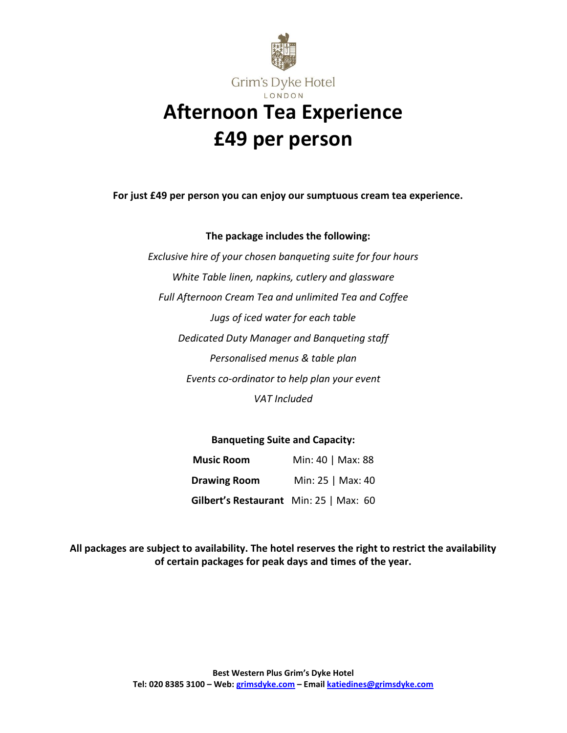Grim's Dyke Hotel
LONDON

# Afternoon Tea Experience
# £49 per person

**For just £49 per person you can enjoy our sumptuous cream tea experience.**

**The package includes the following:**

*Exclusive hire of your chosen banqueting suite for four hours*

*White Table linen, napkins, cutlery and glassware*

*Full Afternoon Cream Tea and unlimited Tea and Coffee*

*Jugs of iced water for each table*

*Dedicated Duty Manager and Banqueting staff*

*Personalised menus & table plan*

*Events co-ordinator to help plan your event*

*VAT Included*

**Banqueting Suite and Capacity:**

| | |
|---|---|
| **Music Room** | Min: 40 \| Max: 88 |
| **Drawing Room** | Min: 25 \| Max: 40 |
| **Gilbert's Restaurant** | Min: 25 \| Max: 60 |

**All packages are subject to availability. The hotel reserves the right to restrict the availability of certain packages for peak days and times of the year.**

**Best Western Plus Grim's Dyke Hotel**
**Tel: 020 8385 3100 – Web: grimsdyke.com – Email katiedines@grimsdyke.com**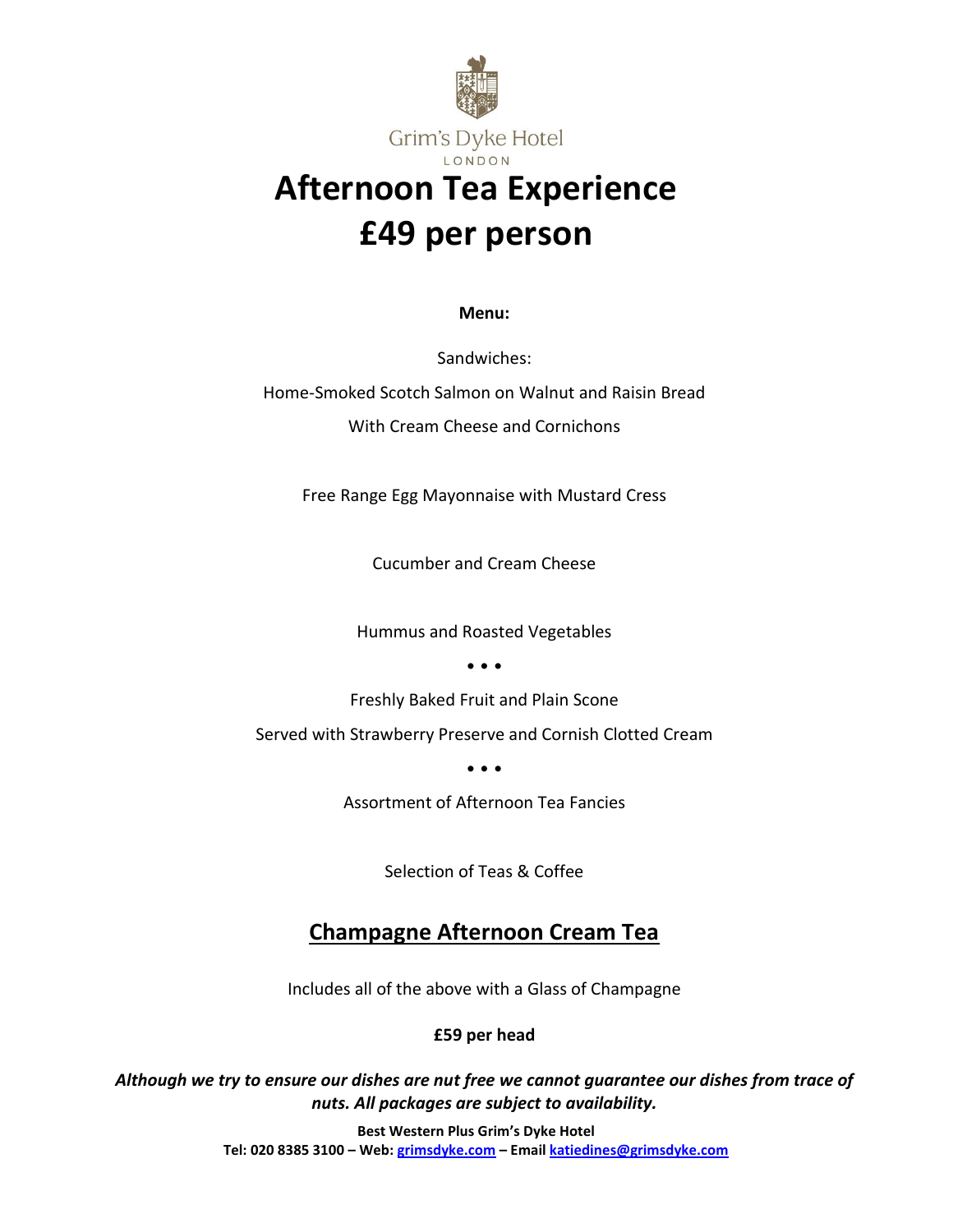Grim's Dyke Hotel
LONDON

# Afternoon Tea Experience
# £49 per person

**Menu:**

Sandwiches:

Home-Smoked Scotch Salmon on Walnut and Raisin Bread

With Cream Cheese and Cornichons

Free Range Egg Mayonnaise with Mustard Cress

Cucumber and Cream Cheese

Hummus and Roasted Vegetables

• • •

Freshly Baked Fruit and Plain Scone

Served with Strawberry Preserve and Cornish Clotted Cream

• • •

Assortment of Afternoon Tea Fancies

Selection of Teas & Coffee

## Champagne Afternoon Cream Tea

Includes all of the above with a Glass of Champagne

**£59 per head**

***Although we try to ensure our dishes are nut free we cannot guarantee our dishes from trace of nuts. All packages are subject to availability.***

**Best Western Plus Grim's Dyke Hotel**
**Tel: 020 8385 3100 – Web: grimsdyke.com – Email katiedines@grimsdyke.com**